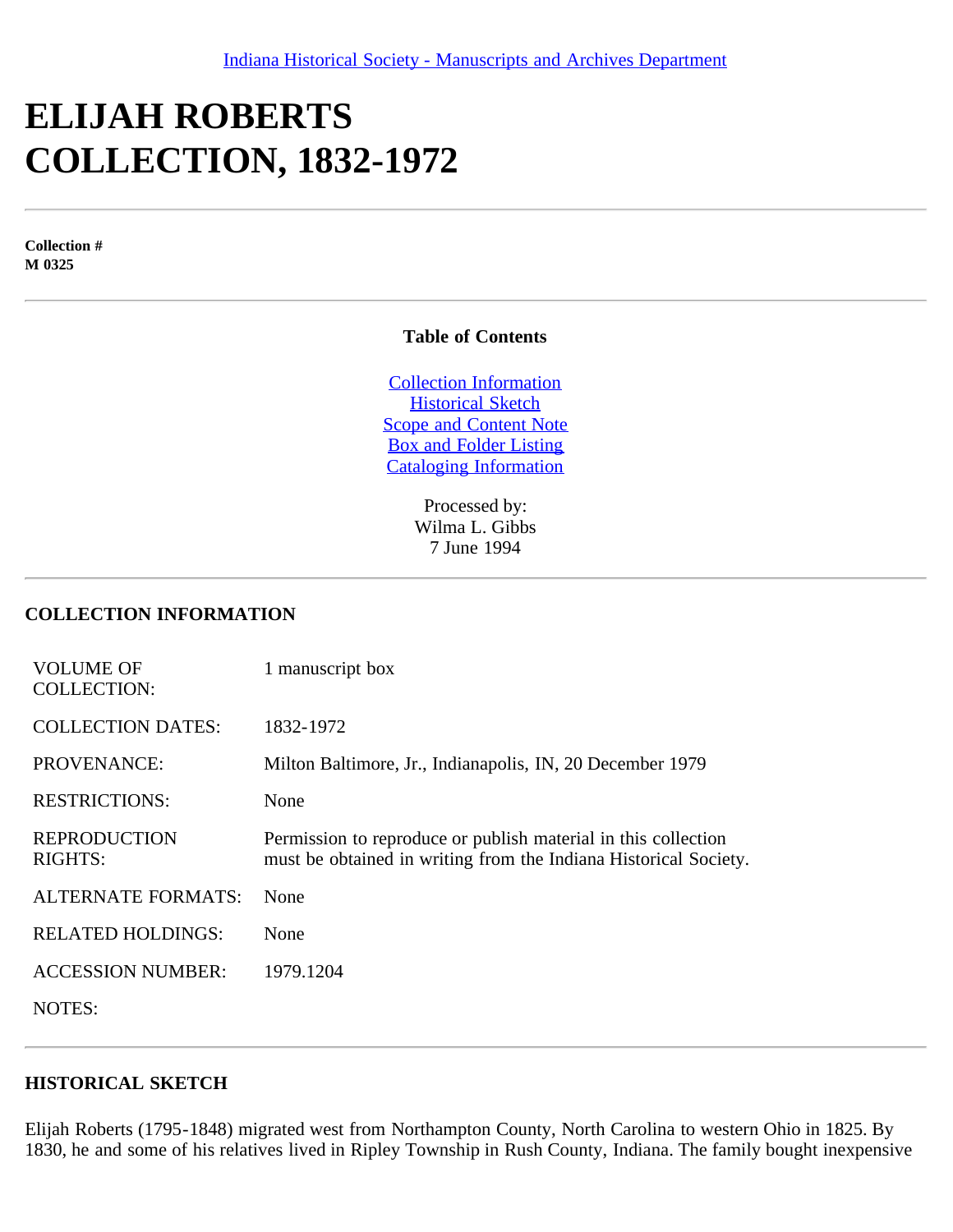Indiana Historical Society - Manuscripts and Archives Department

# ELIJAH ROBERTS COLLECTION, 1832-1972

**Collection #**
**M 0325**

**Table of Contents**

Collection Information
Historical Sketch
Scope and Content Note
Box and Folder Listing
Cataloging Information

Processed by:
Wilma L. Gibbs
7 June 1994

## COLLECTION INFORMATION

| | |
|---|---|
| VOLUME OF COLLECTION: | 1 manuscript box |
| COLLECTION DATES: | 1832-1972 |
| PROVENANCE: | Milton Baltimore, Jr., Indianapolis, IN, 20 December 1979 |
| RESTRICTIONS: | None |
| REPRODUCTION RIGHTS: | Permission to reproduce or publish material in this collection must be obtained in writing from the Indiana Historical Society. |
| ALTERNATE FORMATS: | None |
| RELATED HOLDINGS: | None |
| ACCESSION NUMBER: | 1979.1204 |
| NOTES: | |

## HISTORICAL SKETCH

Elijah Roberts (1795-1848) migrated west from Northampton County, North Carolina to western Ohio in 1825. By 1830, he and some of his relatives lived in Ripley Township in Rush County, Indiana. The family bought inexpensive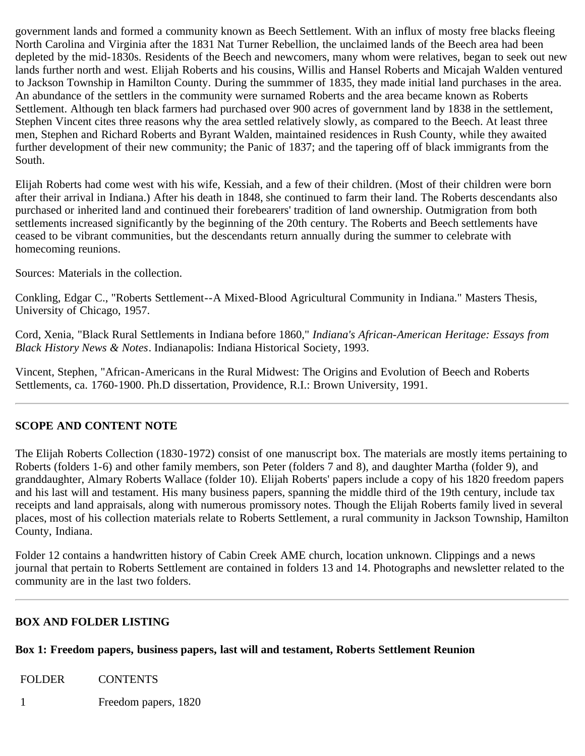government lands and formed a community known as Beech Settlement. With an influx of mosty free blacks fleeing North Carolina and Virginia after the 1831 Nat Turner Rebellion, the unclaimed lands of the Beech area had been depleted by the mid-1830s. Residents of the Beech and newcomers, many whom were relatives, began to seek out new lands further north and west. Elijah Roberts and his cousins, Willis and Hansel Roberts and Micajah Walden ventured to Jackson Township in Hamilton County. During the summmer of 1835, they made initial land purchases in the area. An abundance of the settlers in the community were surnamed Roberts and the area became known as Roberts Settlement. Although ten black farmers had purchased over 900 acres of government land by 1838 in the settlement, Stephen Vincent cites three reasons why the area settled relatively slowly, as compared to the Beech. At least three men, Stephen and Richard Roberts and Byrant Walden, maintained residences in Rush County, while they awaited further development of their new community; the Panic of 1837; and the tapering off of black immigrants from the South.

Elijah Roberts had come west with his wife, Kessiah, and a few of their children. (Most of their children were born after their arrival in Indiana.) After his death in 1848, she continued to farm their land. The Roberts descendants also purchased or inherited land and continued their forebearers' tradition of land ownership. Outmigration from both settlements increased significantly by the beginning of the 20th century. The Roberts and Beech settlements have ceased to be vibrant communities, but the descendants return annually during the summer to celebrate with homecoming reunions.

Sources: Materials in the collection.

Conkling, Edgar C., "Roberts Settlement--A Mixed-Blood Agricultural Community in Indiana." Masters Thesis, University of Chicago, 1957.

Cord, Xenia, "Black Rural Settlements in Indiana before 1860," *Indiana's African-American Heritage: Essays from Black History News & Notes*. Indianapolis: Indiana Historical Society, 1993.

Vincent, Stephen, "African-Americans in the Rural Midwest: The Origins and Evolution of Beech and Roberts Settlements, ca. 1760-1900. Ph.D dissertation, Providence, R.I.: Brown University, 1991.

---

## SCOPE AND CONTENT NOTE

The Elijah Roberts Collection (1830-1972) consist of one manuscript box. The materials are mostly items pertaining to Roberts (folders 1-6) and other family members, son Peter (folders 7 and 8), and daughter Martha (folder 9), and granddaughter, Almary Roberts Wallace (folder 10). Elijah Roberts' papers include a copy of his 1820 freedom papers and his last will and testament. His many business papers, spanning the middle third of the 19th century, include tax receipts and land appraisals, along with numerous promissory notes. Though the Elijah Roberts family lived in several places, most of his collection materials relate to Roberts Settlement, a rural community in Jackson Township, Hamilton County, Indiana.

Folder 12 contains a handwritten history of Cabin Creek AME church, location unknown. Clippings and a news journal that pertain to Roberts Settlement are contained in folders 13 and 14. Photographs and newsletter related to the community are in the last two folders.

---

## BOX AND FOLDER LISTING

### Box 1: Freedom papers, business papers, last will and testament, Roberts Settlement Reunion

| FOLDER | CONTENTS |
| --- | --- |
| 1 | Freedom papers, 1820 |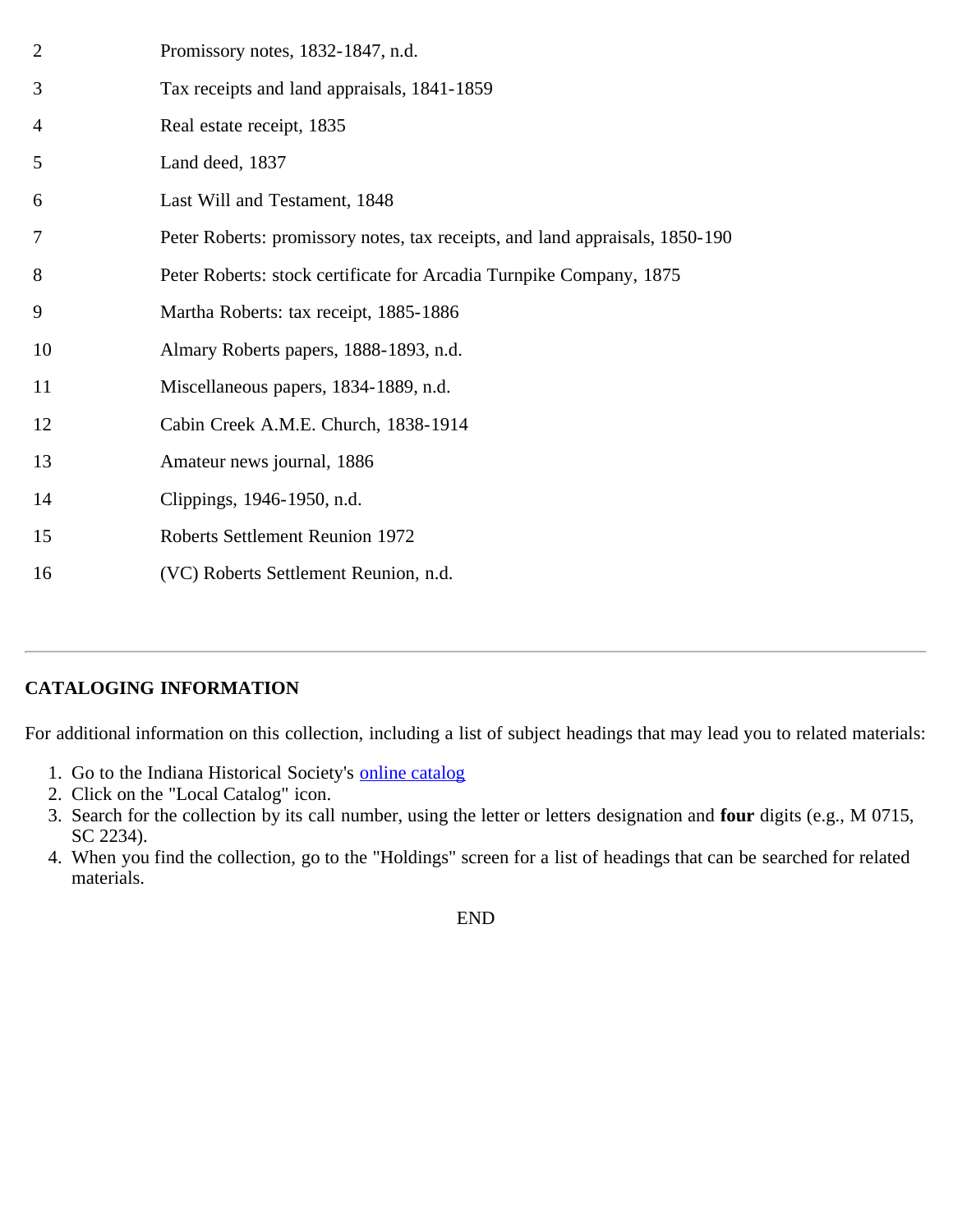| | |
|---|---|
| 2 | Promissory notes, 1832-1847, n.d. |
| 3 | Tax receipts and land appraisals, 1841-1859 |
| 4 | Real estate receipt, 1835 |
| 5 | Land deed, 1837 |
| 6 | Last Will and Testament, 1848 |
| 7 | Peter Roberts: promissory notes, tax receipts, and land appraisals, 1850-190 |
| 8 | Peter Roberts: stock certificate for Arcadia Turnpike Company, 1875 |
| 9 | Martha Roberts: tax receipt, 1885-1886 |
| 10 | Almary Roberts papers, 1888-1893, n.d. |
| 11 | Miscellaneous papers, 1834-1889, n.d. |
| 12 | Cabin Creek A.M.E. Church, 1838-1914 |
| 13 | Amateur news journal, 1886 |
| 14 | Clippings, 1946-1950, n.d. |
| 15 | Roberts Settlement Reunion 1972 |
| 16 | (VC) Roberts Settlement Reunion, n.d. |

---

**CATALOGING INFORMATION**

For additional information on this collection, including a list of subject headings that may lead you to related materials:

1. Go to the Indiana Historical Society's online catalog
2. Click on the "Local Catalog" icon.
3. Search for the collection by its call number, using the letter or letters designation and **four** digits (e.g., M 0715, SC 2234).
4. When you find the collection, go to the "Holdings" screen for a list of headings that can be searched for related materials.

END